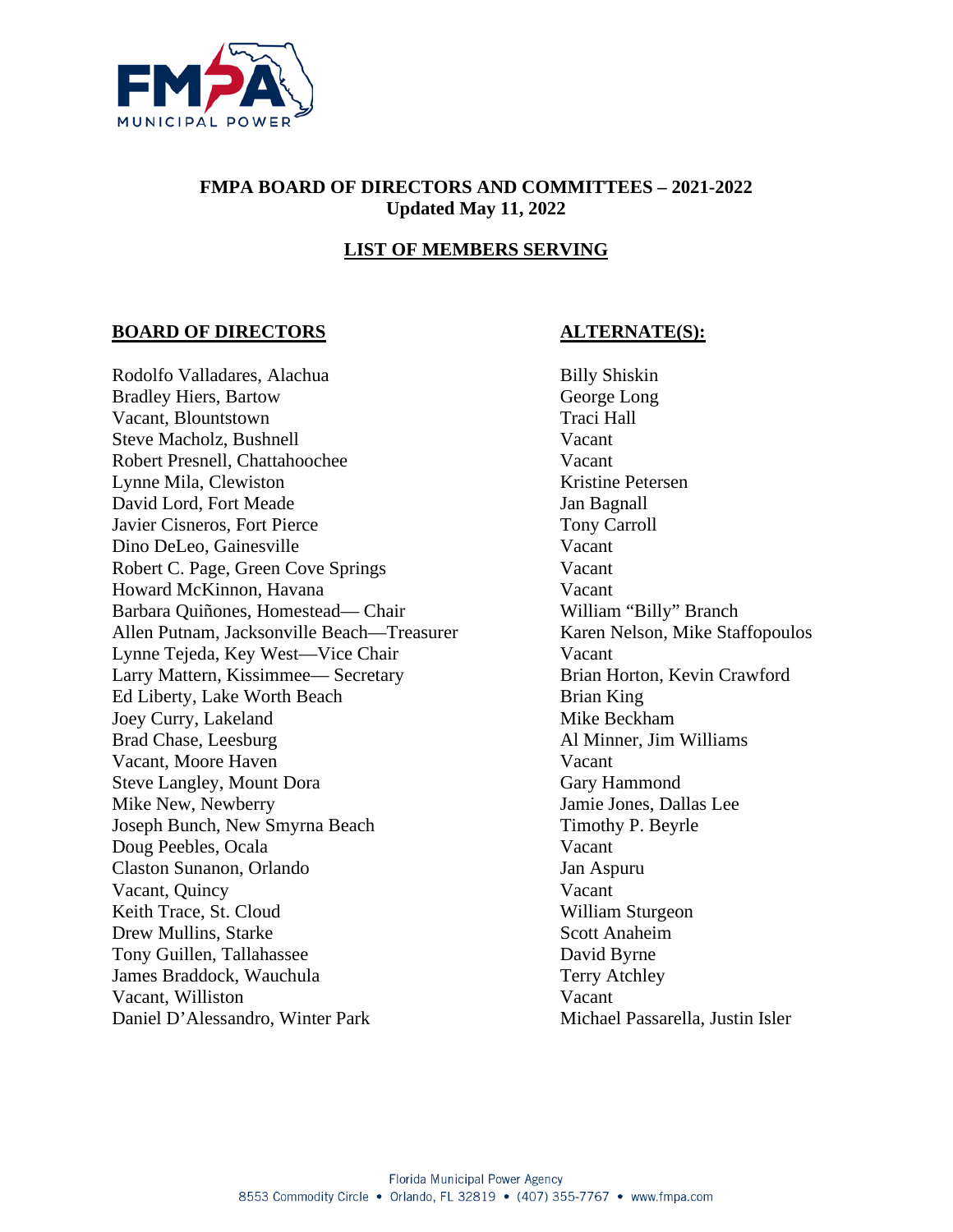# FMPA BOARD OF DIRECTORS AND COMMITTEES – 2021-2022
**Updated May 11, 2022**

## LIST OF MEMBERS SERVING

| BOARD OF DIRECTORS | ALTERNATE(S): |
|---|---|
| Rodolfo Valladares, Alachua | Billy Shiskin |
| Bradley Hiers, Bartow | George Long |
| Vacant, Blountstown | Traci Hall |
| Steve Macholz, Bushnell | Vacant |
| Robert Presnell, Chattahoochee | Vacant |
| Lynne Mila, Clewiston | Kristine Petersen |
| David Lord, Fort Meade | Jan Bagnall |
| Javier Cisneros, Fort Pierce | Tony Carroll |
| Dino DeLeo, Gainesville | Vacant |
| Robert C. Page, Green Cove Springs | Vacant |
| Howard McKinnon, Havana | Vacant |
| Barbara Quiñones, Homestead— Chair | William "Billy" Branch |
| Allen Putnam, Jacksonville Beach—Treasurer | Karen Nelson, Mike Staffopoulos |
| Lynne Tejeda, Key West—Vice Chair | Vacant |
| Larry Mattern, Kissimmee— Secretary | Brian Horton, Kevin Crawford |
| Ed Liberty, Lake Worth Beach | Brian King |
| Joey Curry, Lakeland | Mike Beckham |
| Brad Chase, Leesburg | Al Minner, Jim Williams |
| Vacant, Moore Haven | Vacant |
| Steve Langley, Mount Dora | Gary Hammond |
| Mike New, Newberry | Jamie Jones, Dallas Lee |
| Joseph Bunch, New Smyrna Beach | Timothy P. Beyrle |
| Doug Peebles, Ocala | Vacant |
| Claston Sunanon, Orlando | Jan Aspuru |
| Vacant, Quincy | Vacant |
| Keith Trace, St. Cloud | William Sturgeon |
| Drew Mullins, Starke | Scott Anaheim |
| Tony Guillen, Tallahassee | David Byrne |
| James Braddock, Wauchula | Terry Atchley |
| Vacant, Williston | Vacant |
| Daniel D'Alessandro, Winter Park | Michael Passarella, Justin Isler |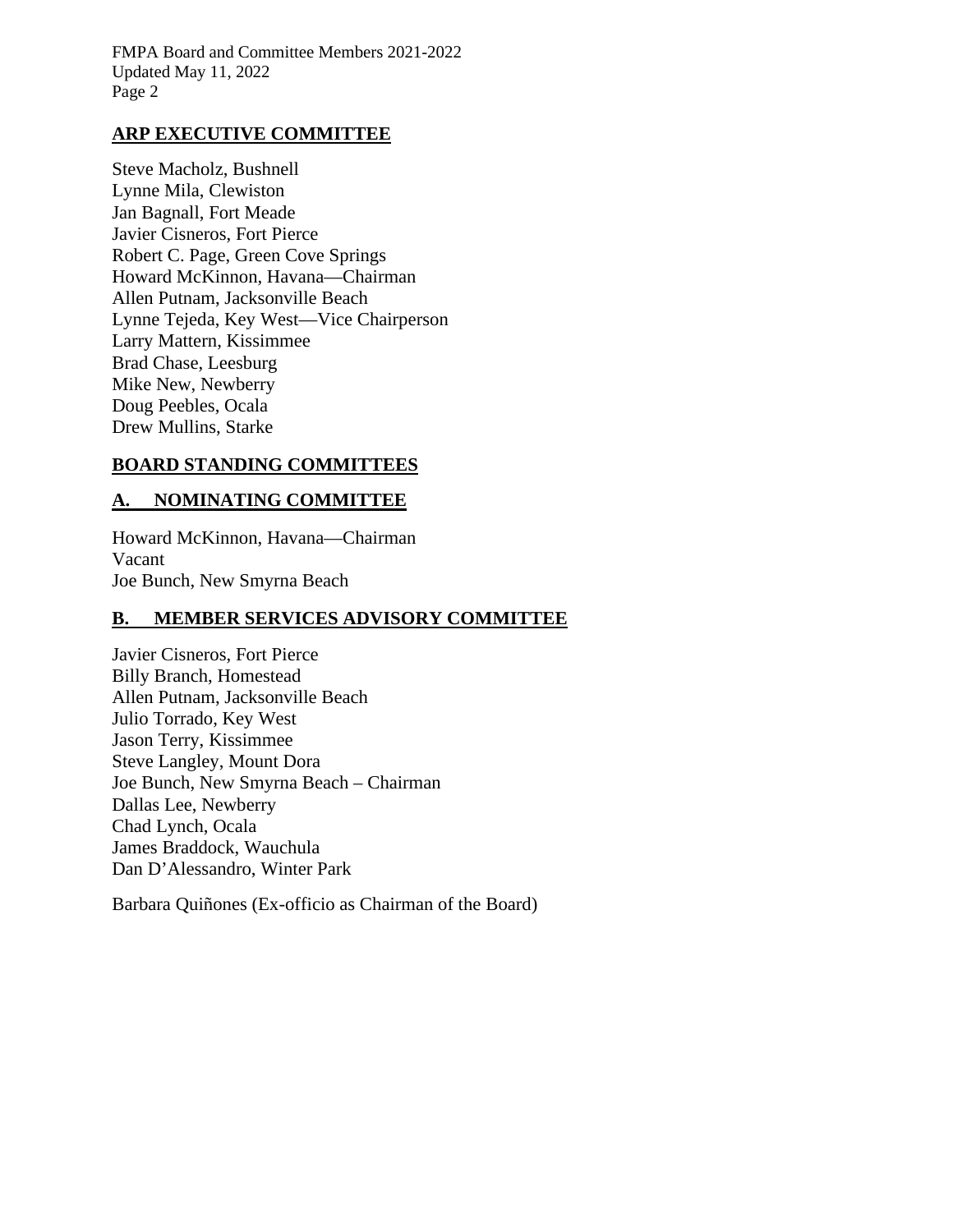## ARP EXECUTIVE COMMITTEE

Steve Macholz, Bushnell
Lynne Mila, Clewiston
Jan Bagnall, Fort Meade
Javier Cisneros, Fort Pierce
Robert C. Page, Green Cove Springs
Howard McKinnon, Havana—Chairman
Allen Putnam, Jacksonville Beach
Lynne Tejeda, Key West—Vice Chairperson
Larry Mattern, Kissimmee
Brad Chase, Leesburg
Mike New, Newberry
Doug Peebles, Ocala
Drew Mullins, Starke

## BOARD STANDING COMMITTEES

### A. NOMINATING COMMITTEE

Howard McKinnon, Havana—Chairman
Vacant
Joe Bunch, New Smyrna Beach

### B. MEMBER SERVICES ADVISORY COMMITTEE

Javier Cisneros, Fort Pierce
Billy Branch, Homestead
Allen Putnam, Jacksonville Beach
Julio Torrado, Key West
Jason Terry, Kissimmee
Steve Langley, Mount Dora
Joe Bunch, New Smyrna Beach – Chairman
Dallas Lee, Newberry
Chad Lynch, Ocala
James Braddock, Wauchula
Dan D'Alessandro, Winter Park

Barbara Quiñones (Ex-officio as Chairman of the Board)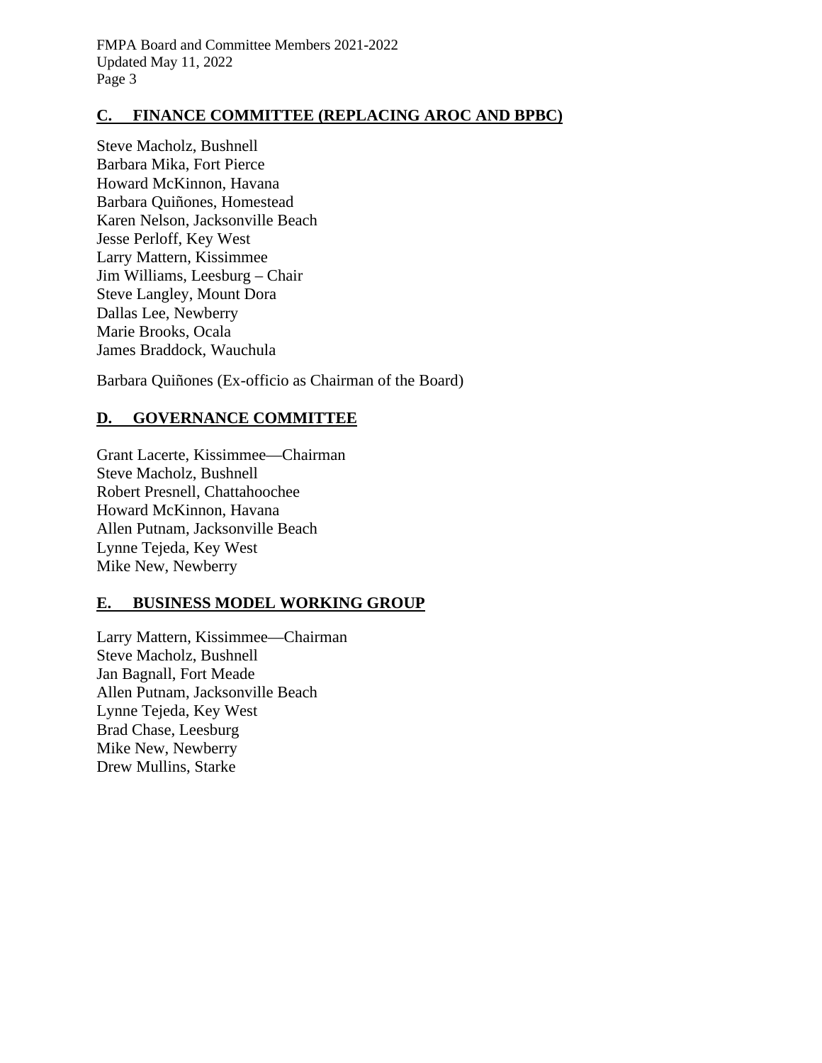## C. FINANCE COMMITTEE (REPLACING AROC AND BPBC)

Steve Macholz, Bushnell
Barbara Mika, Fort Pierce
Howard McKinnon, Havana
Barbara Quiñones, Homestead
Karen Nelson, Jacksonville Beach
Jesse Perloff, Key West
Larry Mattern, Kissimmee
Jim Williams, Leesburg – Chair
Steve Langley, Mount Dora
Dallas Lee, Newberry
Marie Brooks, Ocala
James Braddock, Wauchula

Barbara Quiñones (Ex-officio as Chairman of the Board)

## D. GOVERNANCE COMMITTEE

Grant Lacerte, Kissimmee—Chairman
Steve Macholz, Bushnell
Robert Presnell, Chattahoochee
Howard McKinnon, Havana
Allen Putnam, Jacksonville Beach
Lynne Tejeda, Key West
Mike New, Newberry

## E. BUSINESS MODEL WORKING GROUP

Larry Mattern, Kissimmee—Chairman
Steve Macholz, Bushnell
Jan Bagnall, Fort Meade
Allen Putnam, Jacksonville Beach
Lynne Tejeda, Key West
Brad Chase, Leesburg
Mike New, Newberry
Drew Mullins, Starke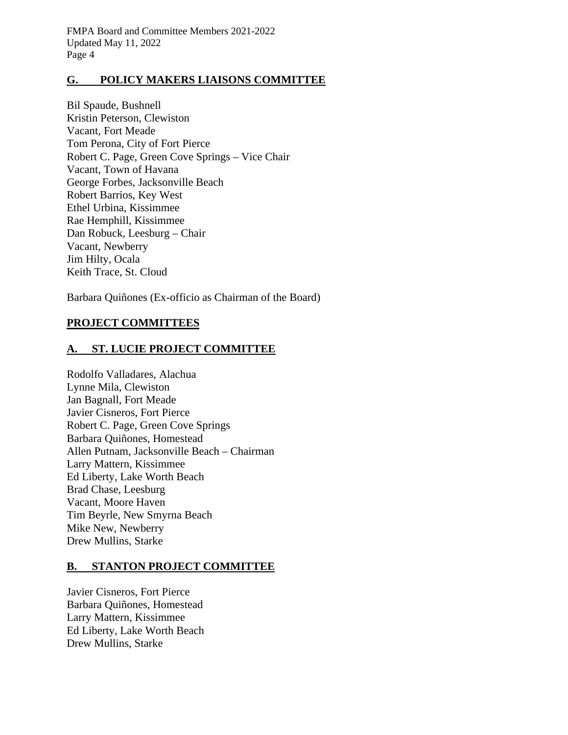## G. POLICY MAKERS LIAISONS COMMITTEE

Bil Spaude, Bushnell
Kristin Peterson, Clewiston
Vacant, Fort Meade
Tom Perona, City of Fort Pierce
Robert C. Page, Green Cove Springs – Vice Chair
Vacant, Town of Havana
George Forbes, Jacksonville Beach
Robert Barrios, Key West
Ethel Urbina, Kissimmee
Rae Hemphill, Kissimmee
Dan Robuck, Leesburg – Chair
Vacant, Newberry
Jim Hilty, Ocala
Keith Trace, St. Cloud

Barbara Quiñones (Ex-officio as Chairman of the Board)

## PROJECT COMMITTEES

### A. ST. LUCIE PROJECT COMMITTEE

Rodolfo Valladares, Alachua
Lynne Mila, Clewiston
Jan Bagnall, Fort Meade
Javier Cisneros, Fort Pierce
Robert C. Page, Green Cove Springs
Barbara Quiñones, Homestead
Allen Putnam, Jacksonville Beach – Chairman
Larry Mattern, Kissimmee
Ed Liberty, Lake Worth Beach
Brad Chase, Leesburg
Vacant, Moore Haven
Tim Beyrle, New Smyrna Beach
Mike New, Newberry
Drew Mullins, Starke

### B. STANTON PROJECT COMMITTEE

Javier Cisneros, Fort Pierce
Barbara Quiñones, Homestead
Larry Mattern, Kissimmee
Ed Liberty, Lake Worth Beach
Drew Mullins, Starke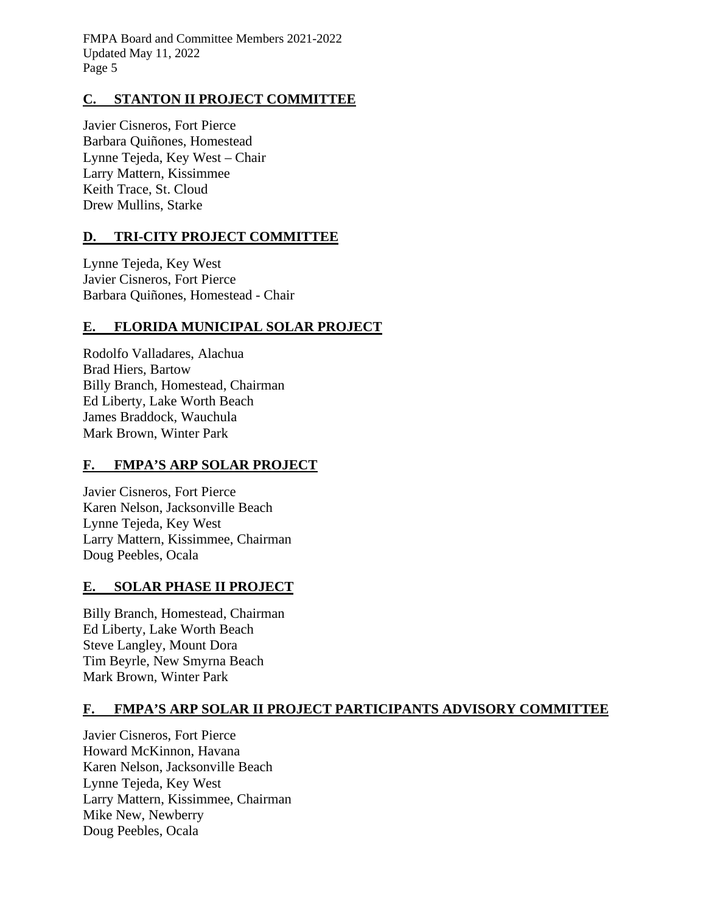## C. STANTON II PROJECT COMMITTEE

Javier Cisneros, Fort Pierce
Barbara Quiñones, Homestead
Lynne Tejeda, Key West – Chair
Larry Mattern, Kissimmee
Keith Trace, St. Cloud
Drew Mullins, Starke

## D. TRI-CITY PROJECT COMMITTEE

Lynne Tejeda, Key West
Javier Cisneros, Fort Pierce
Barbara Quiñones, Homestead - Chair

## E. FLORIDA MUNICIPAL SOLAR PROJECT

Rodolfo Valladares, Alachua
Brad Hiers, Bartow
Billy Branch, Homestead, Chairman
Ed Liberty, Lake Worth Beach
James Braddock, Wauchula
Mark Brown, Winter Park

## F. FMPA'S ARP SOLAR PROJECT

Javier Cisneros, Fort Pierce
Karen Nelson, Jacksonville Beach
Lynne Tejeda, Key West
Larry Mattern, Kissimmee, Chairman
Doug Peebles, Ocala

## E. SOLAR PHASE II PROJECT

Billy Branch, Homestead, Chairman
Ed Liberty, Lake Worth Beach
Steve Langley, Mount Dora
Tim Beyrle, New Smyrna Beach
Mark Brown, Winter Park

## F. FMPA'S ARP SOLAR II PROJECT PARTICIPANTS ADVISORY COMMITTEE

Javier Cisneros, Fort Pierce
Howard McKinnon, Havana
Karen Nelson, Jacksonville Beach
Lynne Tejeda, Key West
Larry Mattern, Kissimmee, Chairman
Mike New, Newberry
Doug Peebles, Ocala